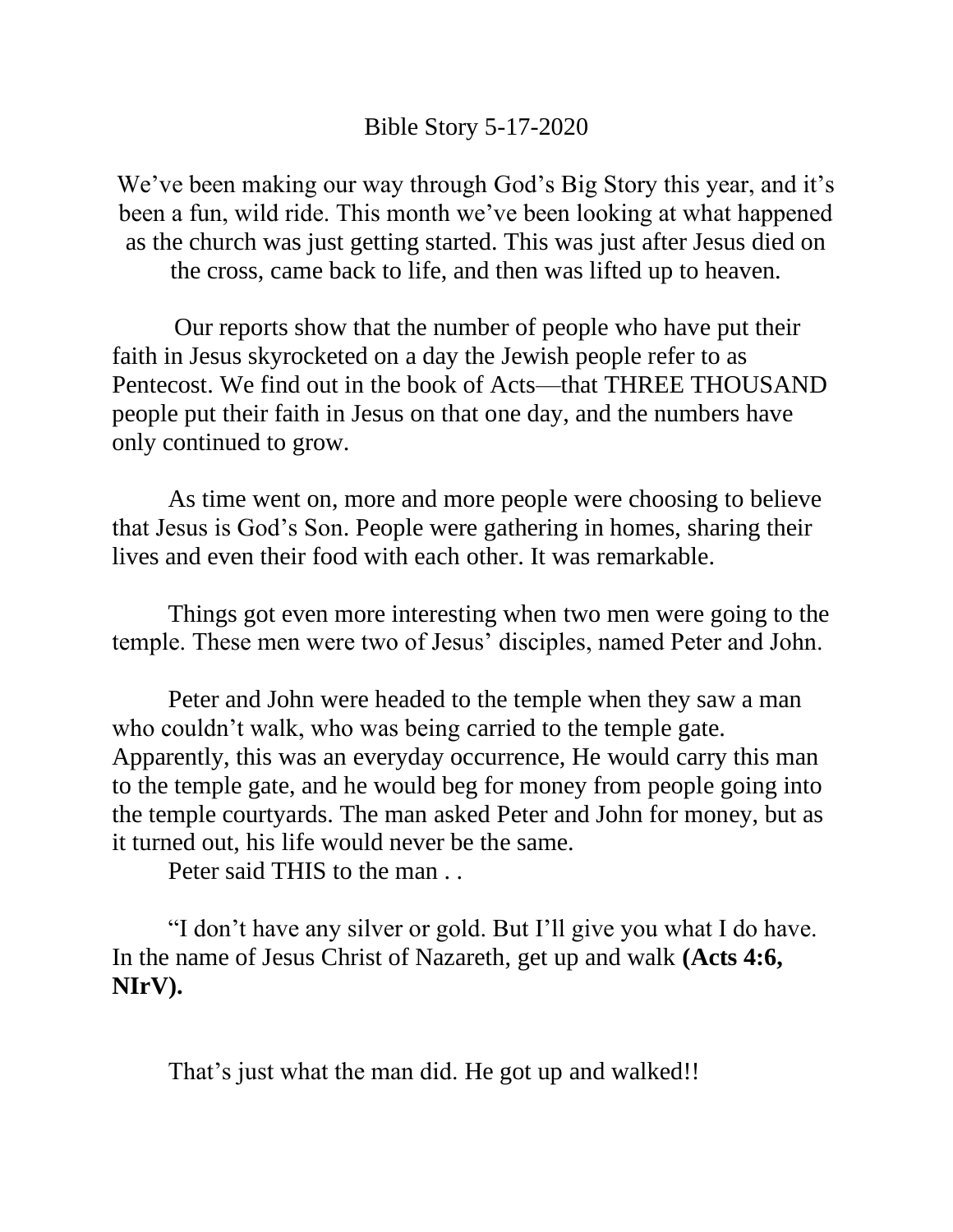# Bible Story 5-17-2020

We've been making our way through God's Big Story this year, and it's been a fun, wild ride. This month we've been looking at what happened as the church was just getting started. This was just after Jesus died on the cross, came back to life, and then was lifted up to heaven.

Our reports show that the number of people who have put their faith in Jesus skyrocketed on a day the Jewish people refer to as Pentecost. We find out in the book of Acts—that THREE THOUSAND people put their faith in Jesus on that one day, and the numbers have only continued to grow.

As time went on, more and more people were choosing to believe that Jesus is God's Son. People were gathering in homes, sharing their lives and even their food with each other. It was remarkable.

Things got even more interesting when two men were going to the temple. These men were two of Jesus' disciples, named Peter and John.

Peter and John were headed to the temple when they saw a man who couldn't walk, who was being carried to the temple gate. Apparently, this was an everyday occurrence, He would carry this man to the temple gate, and he would beg for money from people going into the temple courtyards. The man asked Peter and John for money, but as it turned out, his life would never be the same.

Peter said THIS to the man . .

"I don't have any silver or gold. But I'll give you what I do have. In the name of Jesus Christ of Nazareth, get up and walk **(Acts 4:6, NIrV).**

That's just what the man did. He got up and walked!!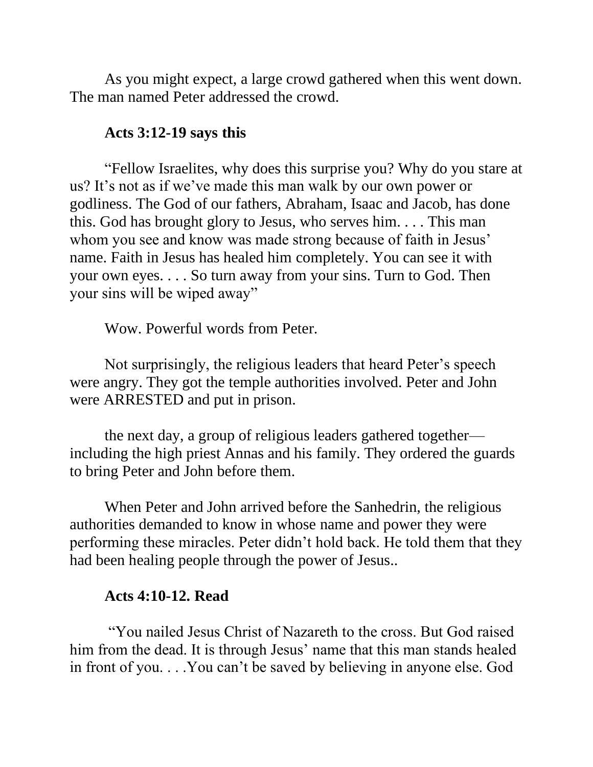As you might expect, a large crowd gathered when this went down. The man named Peter addressed the crowd.

**Acts 3:12-19 says this**

"Fellow Israelites, why does this surprise you? Why do you stare at us? It's not as if we've made this man walk by our own power or godliness. The God of our fathers, Abraham, Isaac and Jacob, has done this. God has brought glory to Jesus, who serves him. . . . This man whom you see and know was made strong because of faith in Jesus' name. Faith in Jesus has healed him completely. You can see it with your own eyes. . . . So turn away from your sins. Turn to God. Then your sins will be wiped away"

Wow. Powerful words from Peter.

Not surprisingly, the religious leaders that heard Peter's speech were angry. They got the temple authorities involved. Peter and John were ARRESTED and put in prison.

the next day, a group of religious leaders gathered together—including the high priest Annas and his family. They ordered the guards to bring Peter and John before them.

When Peter and John arrived before the Sanhedrin, the religious authorities demanded to know in whose name and power they were performing these miracles. Peter didn't hold back. He told them that they had been healing people through the power of Jesus..

**Acts 4:10-12. Read**

"You nailed Jesus Christ of Nazareth to the cross. But God raised him from the dead. It is through Jesus' name that this man stands healed in front of you. . . .You can't be saved by believing in anyone else. God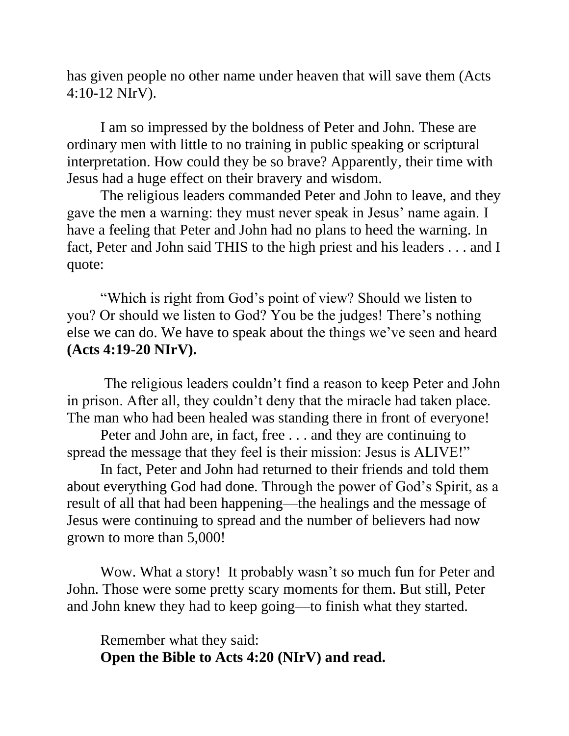has given people no other name under heaven that will save them (Acts 4:10-12 NIrV).

I am so impressed by the boldness of Peter and John. These are ordinary men with little to no training in public speaking or scriptural interpretation. How could they be so brave? Apparently, their time with Jesus had a huge effect on their bravery and wisdom.

The religious leaders commanded Peter and John to leave, and they gave the men a warning: they must never speak in Jesus' name again. I have a feeling that Peter and John had no plans to heed the warning. In fact, Peter and John said THIS to the high priest and his leaders . . . and I quote:

"Which is right from God's point of view? Should we listen to you? Or should we listen to God? You be the judges! There's nothing else we can do. We have to speak about the things we've seen and heard **(Acts 4:19-20 NIrV).**

The religious leaders couldn't find a reason to keep Peter and John in prison. After all, they couldn't deny that the miracle had taken place. The man who had been healed was standing there in front of everyone!

Peter and John are, in fact, free . . . and they are continuing to spread the message that they feel is their mission: Jesus is ALIVE!"

In fact, Peter and John had returned to their friends and told them about everything God had done. Through the power of God's Spirit, as a result of all that had been happening—the healings and the message of Jesus were continuing to spread and the number of believers had now grown to more than 5,000!

Wow. What a story! It probably wasn't so much fun for Peter and John. Those were some pretty scary moments for them. But still, Peter and John knew they had to keep going—to finish what they started.

Remember what they said:
**Open the Bible to Acts 4:20 (NIrV) and read.**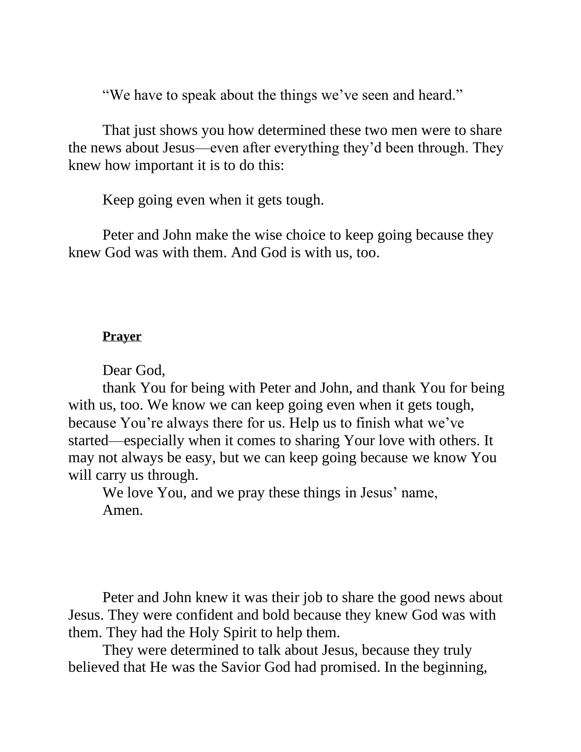"We have to speak about the things we've seen and heard."

That just shows you how determined these two men were to share the news about Jesus—even after everything they'd been through. They knew how important it is to do this:

Keep going even when it gets tough.

Peter and John make the wise choice to keep going because they knew God was with them. And God is with us, too.

**Prayer**

Dear God,
thank You for being with Peter and John, and thank You for being with us, too. We know we can keep going even when it gets tough, because You're always there for us. Help us to finish what we've started—especially when it comes to sharing Your love with others. It may not always be easy, but we can keep going because we know You will carry us through.
We love You, and we pray these things in Jesus' name,
Amen.

Peter and John knew it was their job to share the good news about Jesus. They were confident and bold because they knew God was with them. They had the Holy Spirit to help them.
They were determined to talk about Jesus, because they truly believed that He was the Savior God had promised. In the beginning,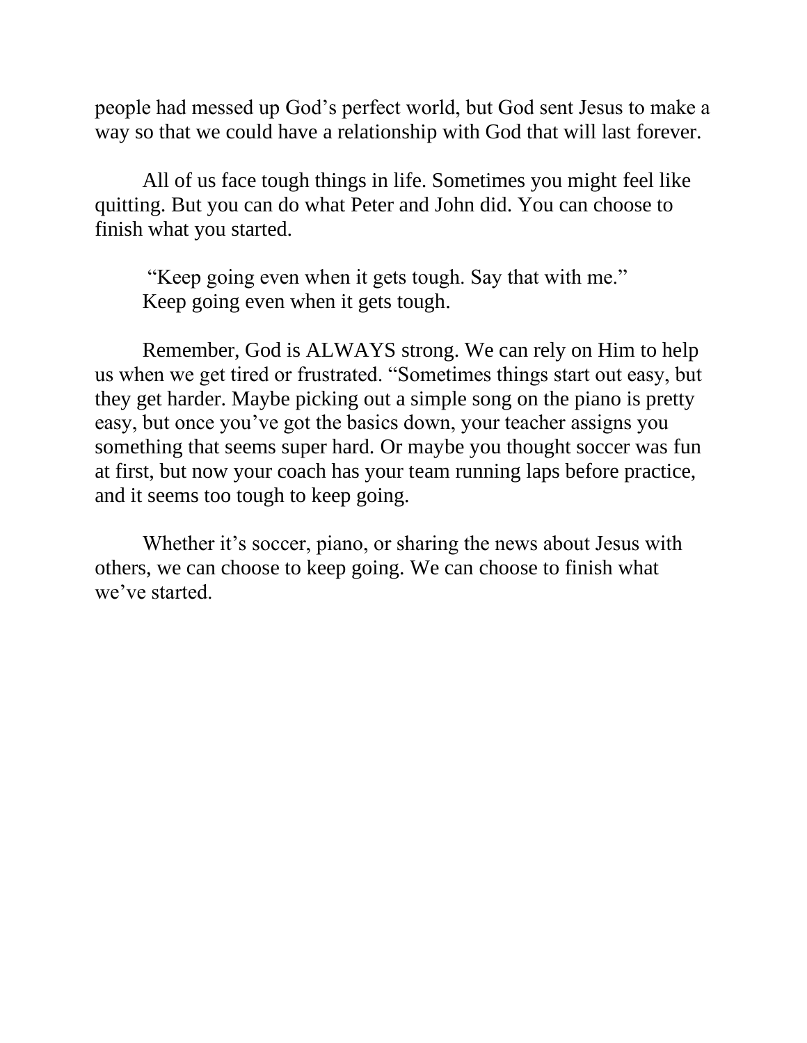people had messed up God's perfect world, but God sent Jesus to make a way so that we could have a relationship with God that will last forever.

All of us face tough things in life. Sometimes you might feel like quitting. But you can do what Peter and John did. You can choose to finish what you started.

"Keep going even when it gets tough. Say that with me."
Keep going even when it gets tough.

Remember, God is ALWAYS strong. We can rely on Him to help us when we get tired or frustrated. "Sometimes things start out easy, but they get harder. Maybe picking out a simple song on the piano is pretty easy, but once you've got the basics down, your teacher assigns you something that seems super hard. Or maybe you thought soccer was fun at first, but now your coach has your team running laps before practice, and it seems too tough to keep going.

Whether it's soccer, piano, or sharing the news about Jesus with others, we can choose to keep going. We can choose to finish what we've started.